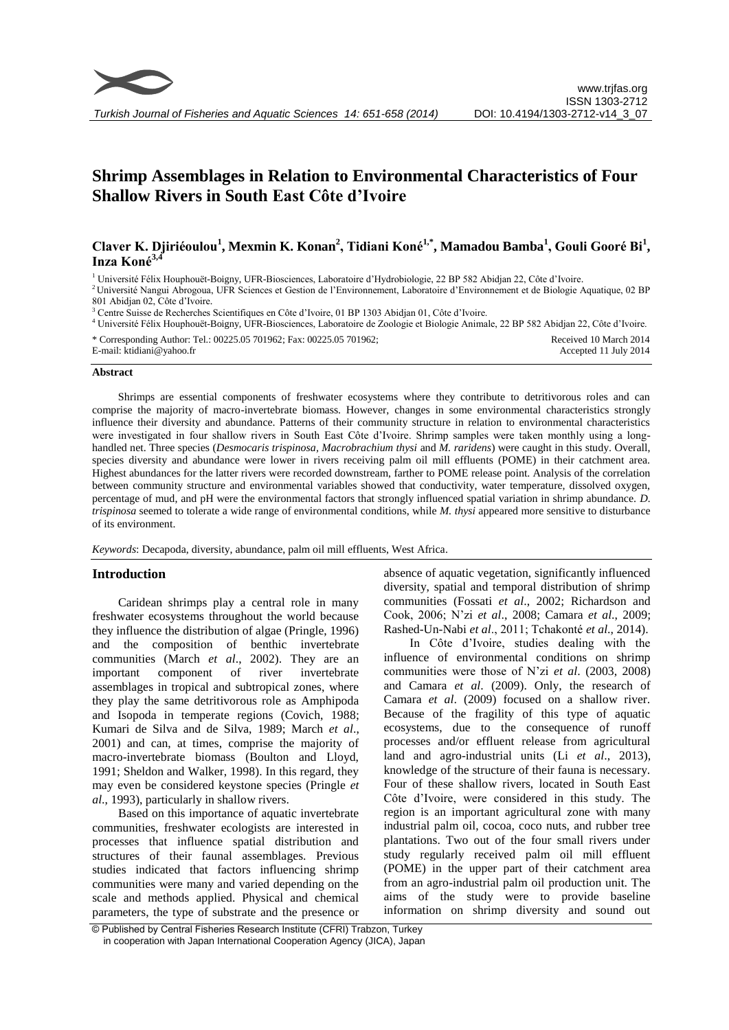# Shrimp Assemblages in Relation to Environmental Characteristics of Four Shallow Rivers in South East Côte d'Ivoire

**Claver K. Djiriéoulou[1], Mexmin K. Konan[2], Tidiani Koné[1,*], Mamadou Bamba[1], Gouli Gooré Bi[1], Inza Koné[3,4]**

[1] Université Félix Houphouët-Boigny, UFR-Biosciences, Laboratoire d'Hydrobiologie, 22 BP 582 Abidjan 22, Côte d'Ivoire.
[2] Université Nangui Abrogoua, UFR Sciences et Gestion de l'Environnement, Laboratoire d'Environnement et de Biologie Aquatique, 02 BP 801 Abidjan 02, Côte d'Ivoire.
[3] Centre Suisse de Recherches Scientifiques en Côte d'Ivoire, 01 BP 1303 Abidjan 01, Côte d'Ivoire.
[4] Université Félix Houphouët-Boigny, UFR-Biosciences, Laboratoire de Zoologie et Biologie Animale, 22 BP 582 Abidjan 22, Côte d'Ivoire.

\* Corresponding Author: Tel.: 00225.05 701962; Fax: 00225.05 701962;
E-mail: ktidiani@yahoo.fr

Received 10 March 2014
Accepted 11 July 2014

## Abstract

Shrimps are essential components of freshwater ecosystems where they contribute to detritivorous roles and can comprise the majority of macro-invertebrate biomass. However, changes in some environmental characteristics strongly influence their diversity and abundance. Patterns of their community structure in relation to environmental characteristics were investigated in four shallow rivers in South East Côte d'Ivoire. Shrimp samples were taken monthly using a long-handled net. Three species (*Desmocaris trispinosa*, *Macrobrachium thysi* and *M. raridens*) were caught in this study. Overall, species diversity and abundance were lower in rivers receiving palm oil mill effluents (POME) in their catchment area. Highest abundances for the latter rivers were recorded downstream, farther to POME release point. Analysis of the correlation between community structure and environmental variables showed that conductivity, water temperature, dissolved oxygen, percentage of mud, and pH were the environmental factors that strongly influenced spatial variation in shrimp abundance. *D. trispinosa* seemed to tolerate a wide range of environmental conditions, while *M. thysi* appeared more sensitive to disturbance of its environment.

*Keywords*: Decapoda, diversity, abundance, palm oil mill effluents, West Africa.

## Introduction

Caridean shrimps play a central role in many freshwater ecosystems throughout the world because they influence the distribution of algae (Pringle, 1996) and the composition of benthic invertebrate communities (March *et al*., 2002). They are an important component of river invertebrate assemblages in tropical and subtropical zones, where they play the same detritivorous role as Amphipoda and Isopoda in temperate regions (Covich, 1988; Kumari de Silva and de Silva, 1989; March *et al*., 2001) and can, at times, comprise the majority of macro-invertebrate biomass (Boulton and Lloyd, 1991; Sheldon and Walker, 1998). In this regard, they may even be considered keystone species (Pringle *et al*., 1993), particularly in shallow rivers.

Based on this importance of aquatic invertebrate communities, freshwater ecologists are interested in processes that influence spatial distribution and structures of their faunal assemblages. Previous studies indicated that factors influencing shrimp communities were many and varied depending on the scale and methods applied. Physical and chemical parameters, the type of substrate and the presence or absence of aquatic vegetation, significantly influenced diversity, spatial and temporal distribution of shrimp communities (Fossati *et al*., 2002; Richardson and Cook, 2006; N'zi *et al*., 2008; Camara *et al*., 2009; Rashed-Un-Nabi *et al*., 2011; Tchakonté *et al*., 2014).

In Côte d'Ivoire, studies dealing with the influence of environmental conditions on shrimp communities were those of N'zi *et al*. (2003, 2008) and Camara *et al*. (2009). Only, the research of Camara *et al*. (2009) focused on a shallow river. Because of the fragility of this type of aquatic ecosystems, due to the consequence of runoff processes and/or effluent release from agricultural land and agro-industrial units (Li *et al*., 2013), knowledge of the structure of their fauna is necessary. Four of these shallow rivers, located in South East Côte d'Ivoire, were considered in this study. The region is an important agricultural zone with many industrial palm oil, cocoa, coco nuts, and rubber tree plantations. Two out of the four small rivers under study regularly received palm oil mill effluent (POME) in the upper part of their catchment area from an agro-industrial palm oil production unit. The aims of the study were to provide baseline information on shrimp diversity and sound out

© Published by Central Fisheries Research Institute (CFRI) Trabzon, Turkey in cooperation with Japan International Cooperation Agency (JICA), Japan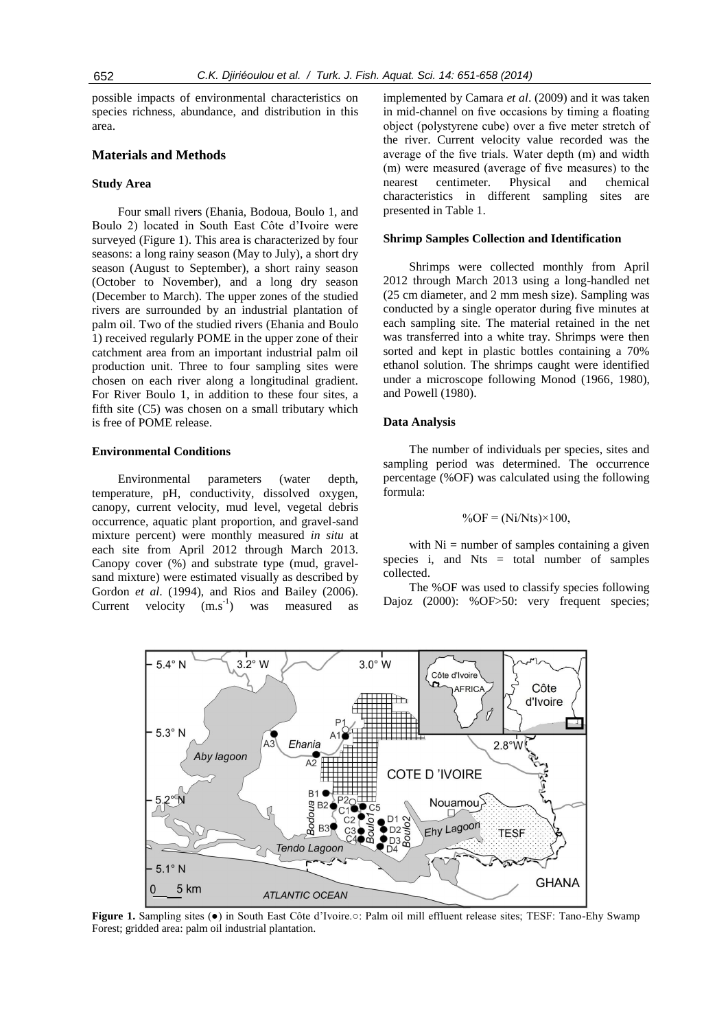possible impacts of environmental characteristics on species richness, abundance, and distribution in this area.

## Materials and Methods

### Study Area

Four small rivers (Ehania, Bodoua, Boulo 1, and Boulo 2) located in South East Côte d'Ivoire were surveyed (Figure 1). This area is characterized by four seasons: a long rainy season (May to July), a short dry season (August to September), a short rainy season (October to November), and a long dry season (December to March). The upper zones of the studied rivers are surrounded by an industrial plantation of palm oil. Two of the studied rivers (Ehania and Boulo 1) received regularly POME in the upper zone of their catchment area from an important industrial palm oil production unit. Three to four sampling sites were chosen on each river along a longitudinal gradient. For River Boulo 1, in addition to these four sites, a fifth site (C5) was chosen on a small tributary which is free of POME release.

### Environmental Conditions

Environmental parameters (water depth, temperature, pH, conductivity, dissolved oxygen, canopy, current velocity, mud level, vegetal debris occurrence, aquatic plant proportion, and gravel-sand mixture percent) were monthly measured *in situ* at each site from April 2012 through March 2013. Canopy cover (%) and substrate type (mud, gravel-sand mixture) were estimated visually as described by Gordon *et al*. (1994), and Rios and Bailey (2006). Current velocity ($m.s^{-1}$) was measured as implemented by Camara *et al*. (2009) and it was taken in mid-channel on five occasions by timing a floating object (polystyrene cube) over a five meter stretch of the river. Current velocity value recorded was the average of the five trials. Water depth (m) and width (m) were measured (average of five measures) to the nearest centimeter. Physical and chemical characteristics in different sampling sites are presented in Table 1.

### Shrimp Samples Collection and Identification

Shrimps were collected monthly from April 2012 through March 2013 using a long-handled net (25 cm diameter, and 2 mm mesh size). Sampling was conducted by a single operator during five minutes at each sampling site. The material retained in the net was transferred into a white tray. Shrimps were then sorted and kept in plastic bottles containing a 70% ethanol solution. The shrimps caught were identified under a microscope following Monod (1966, 1980), and Powell (1980).

### Data Analysis

The number of individuals per species, sites and sampling period was determined. The occurrence percentage (%OF) was calculated using the following formula:

$$\%OF = (Ni/Nts) \times 100,$$

with Ni = number of samples containing a given species i, and Nts = total number of samples collected.

The %OF was used to classify species following Dajoz (2000): %OF>50: very frequent species;

**Figure 1.** Sampling sites (●) in South East Côte d'Ivoire.○: Palm oil mill effluent release sites; TESF: Tano-Ehy Swamp Forest; gridded area: palm oil industrial plantation.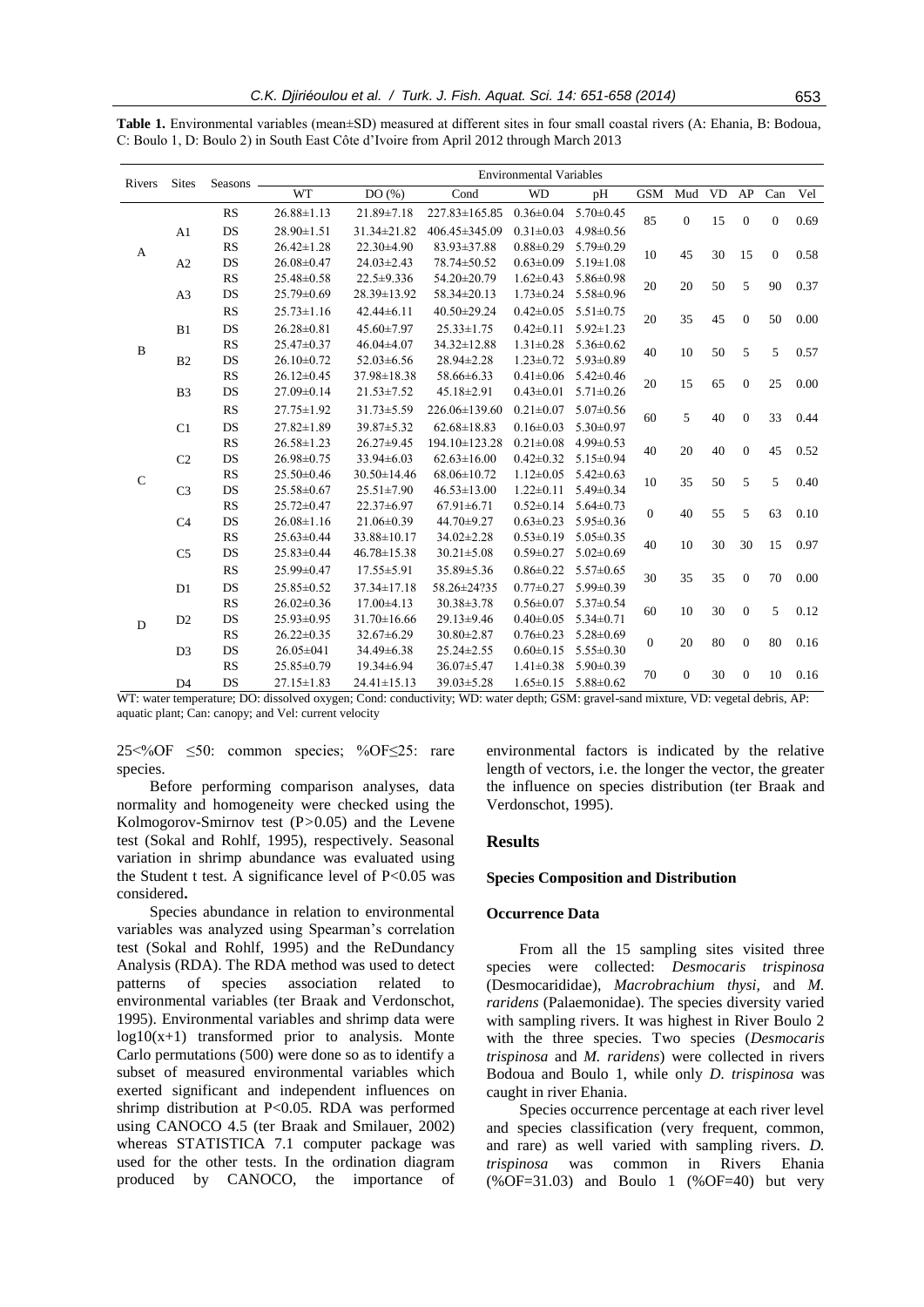**Table 1.** Environmental variables (mean±SD) measured at different sites in four small coastal rivers (A: Ehania, B: Bodoua, C: Boulo 1, D: Boulo 2) in South East Côte d'Ivoire from April 2012 through March 2013

| Rivers | Sites | Seasons | WT | DO (%) | Cond | WD | pH | GSM | Mud | VD | AP | Can | Vel |
|---|---|---|---|---|---|---|---|---|---|---|---|---|---|
| | | | Environmental Variables | | | | | | | | | | |
| A | A1 | RS | 26.88±1.13 | 21.89±7.18 | 227.83±165.85 | 0.36±0.04 | 5.70±0.45 | 85 | 0 | 15 | 0 | 0 | 0.69 |
| | | DS | 28.90±1.51 | 31.34±21.82 | 406.45±345.09 | 0.31±0.03 | 4.98±0.56 | | | | | | |
| | A2 | RS | 26.42±1.28 | 22.30±4.90 | 83.93±37.88 | 0.88±0.29 | 5.79±0.29 | 10 | 45 | 30 | 15 | 0 | 0.58 |
| | | DS | 26.08±0.47 | 24.03±2.43 | 78.74±50.52 | 0.63±0.09 | 5.19±1.08 | | | | | | |
| | A3 | RS | 25.48±0.58 | 22.5±9.336 | 54.20±20.79 | 1.62±0.43 | 5.86±0.98 | 20 | 20 | 50 | 5 | 90 | 0.37 |
| | | DS | 25.79±0.69 | 28.39±13.92 | 58.34±20.13 | 1.73±0.24 | 5.58±0.96 | | | | | | |
| B | B1 | RS | 25.73±1.16 | 42.44±6.11 | 40.50±29.24 | 0.42±0.05 | 5.51±0.75 | 20 | 35 | 45 | 0 | 50 | 0.00 |
| | | DS | 26.28±0.81 | 45.60±7.97 | 25.33±1.75 | 0.42±0.11 | 5.92±1.23 | | | | | | |
| | B2 | RS | 25.47±0.37 | 46.04±4.07 | 34.32±12.88 | 1.31±0.28 | 5.36±0.62 | 40 | 10 | 50 | 5 | 5 | 0.57 |
| | | DS | 26.10±0.72 | 52.03±6.56 | 28.94±2.28 | 1.23±0.72 | 5.93±0.89 | | | | | | |
| | B3 | RS | 26.12±0.45 | 37.98±18.38 | 58.66±6.33 | 0.41±0.06 | 5.42±0.46 | 20 | 15 | 65 | 0 | 25 | 0.00 |
| | | DS | 27.09±0.14 | 21.53±7.52 | 45.18±2.91 | 0.43±0.01 | 5.71±0.26 | | | | | | |
| C | C1 | RS | 27.75±1.92 | 31.73±5.59 | 226.06±139.60 | 0.21±0.07 | 5.07±0.56 | 60 | 5 | 40 | 0 | 33 | 0.44 |
| | | DS | 27.82±1.89 | 39.87±5.32 | 62.68±18.83 | 0.16±0.03 | 5.30±0.97 | | | | | | |
| | C2 | RS | 26.58±1.23 | 26.27±9.45 | 194.10±123.28 | 0.21±0.08 | 4.99±0.53 | 40 | 20 | 40 | 0 | 45 | 0.52 |
| | | DS | 26.98±0.75 | 33.94±6.03 | 62.63±16.00 | 0.42±0.32 | 5.15±0.94 | | | | | | |
| | C3 | RS | 25.50±0.46 | 30.50±14.46 | 68.06±10.72 | 1.12±0.05 | 5.42±0.63 | 10 | 35 | 50 | 5 | 5 | 0.40 |
| | | DS | 25.58±0.67 | 25.51±7.90 | 46.53±13.00 | 1.22±0.11 | 5.49±0.34 | | | | | | |
| | C4 | RS | 25.72±0.47 | 22.37±6.97 | 67.91±6.71 | 0.52±0.14 | 5.64±0.73 | 0 | 40 | 55 | 5 | 63 | 0.10 |
| | | DS | 26.08±1.16 | 21.06±0.39 | 44.70±9.27 | 0.63±0.23 | 5.95±0.36 | | | | | | |
| | C5 | RS | 25.63±0.44 | 33.88±10.17 | 34.02±2.28 | 0.53±0.19 | 5.05±0.35 | 40 | 10 | 30 | 30 | 15 | 0.97 |
| | | DS | 25.83±0.44 | 46.78±15.38 | 30.21±5.08 | 0.59±0.27 | 5.02±0.69 | | | | | | |
| D | D1 | RS | 25.99±0.47 | 17.55±5.91 | 35.89±5.36 | 0.86±0.22 | 5.57±0.65 | 30 | 35 | 35 | 0 | 70 | 0.00 |
| | | DS | 25.85±0.52 | 37.34±17.18 | 58.26±24?35 | 0.77±0.27 | 5.99±0.39 | | | | | | |
| | D2 | RS | 26.02±0.36 | 17.00±4.13 | 30.38±3.78 | 0.56±0.07 | 5.37±0.54 | 60 | 10 | 30 | 0 | 5 | 0.12 |
| | | DS | 25.93±0.95 | 31.70±16.66 | 29.13±9.46 | 0.40±0.05 | 5.34±0.71 | | | | | | |
| | D3 | RS | 26.22±0.35 | 32.67±6.29 | 30.80±2.87 | 0.76±0.23 | 5.28±0.69 | 0 | 20 | 80 | 0 | 80 | 0.16 |
| | | DS | 26.05±041 | 34.49±6.38 | 25.24±2.55 | 0.60±0.15 | 5.55±0.30 | | | | | | |
| | D4 | RS | 25.85±0.79 | 19.34±6.94 | 36.07±5.47 | 1.41±0.38 | 5.90±0.39 | 70 | 0 | 30 | 0 | 10 | 0.16 |
| | | DS | 27.15±1.83 | 24.41±15.13 | 39.03±5.28 | 1.65±0.15 | 5.88±0.62 | | | | | | |

WT: water temperature; DO: dissolved oxygen; Cond: conductivity; WD: water depth; GSM: gravel-sand mixture, VD: vegetal debris, AP: aquatic plant; Can: canopy; and Vel: current velocity

25<%OF ≤50: common species; %OF≤25: rare species.

Before performing comparison analyses, data normality and homogeneity were checked using the Kolmogorov-Smirnov test (P>0.05) and the Levene test (Sokal and Rohlf, 1995), respectively. Seasonal variation in shrimp abundance was evaluated using the Student t test. A significance level of P<0.05 was considered**.**

Species abundance in relation to environmental variables was analyzed using Spearman's correlation test (Sokal and Rohlf, 1995) and the ReDundancy Analysis (RDA). The RDA method was used to detect patterns of species association related to environmental variables (ter Braak and Verdonschot, 1995). Environmental variables and shrimp data were $\log10(x+1)$ transformed prior to analysis. Monte Carlo permutations (500) were done so as to identify a subset of measured environmental variables which exerted significant and independent influences on shrimp distribution at P<0.05. RDA was performed using CANOCO 4.5 (ter Braak and Smilauer, 2002) whereas STATISTICA 7.1 computer package was used for the other tests. In the ordination diagram produced by CANOCO, the importance of environmental factors is indicated by the relative length of vectors, i.e. the longer the vector, the greater the influence on species distribution (ter Braak and Verdonschot, 1995).

## Results

### Species Composition and Distribution

#### Occurrence Data

From all the 15 sampling sites visited three species were collected: *Desmocaris trispinosa* (Desmocarididae), *Macrobrachium thysi*, and *M. raridens* (Palaemonidae). The species diversity varied with sampling rivers. It was highest in River Boulo 2 with the three species. Two species (*Desmocaris trispinosa* and *M. raridens*) were collected in rivers Bodoua and Boulo 1, while only *D. trispinosa* was caught in river Ehania.

Species occurrence percentage at each river level and species classification (very frequent, common, and rare) as well varied with sampling rivers. *D. trispinosa* was common in Rivers Ehania (%OF=31.03) and Boulo 1 (%OF=40) but very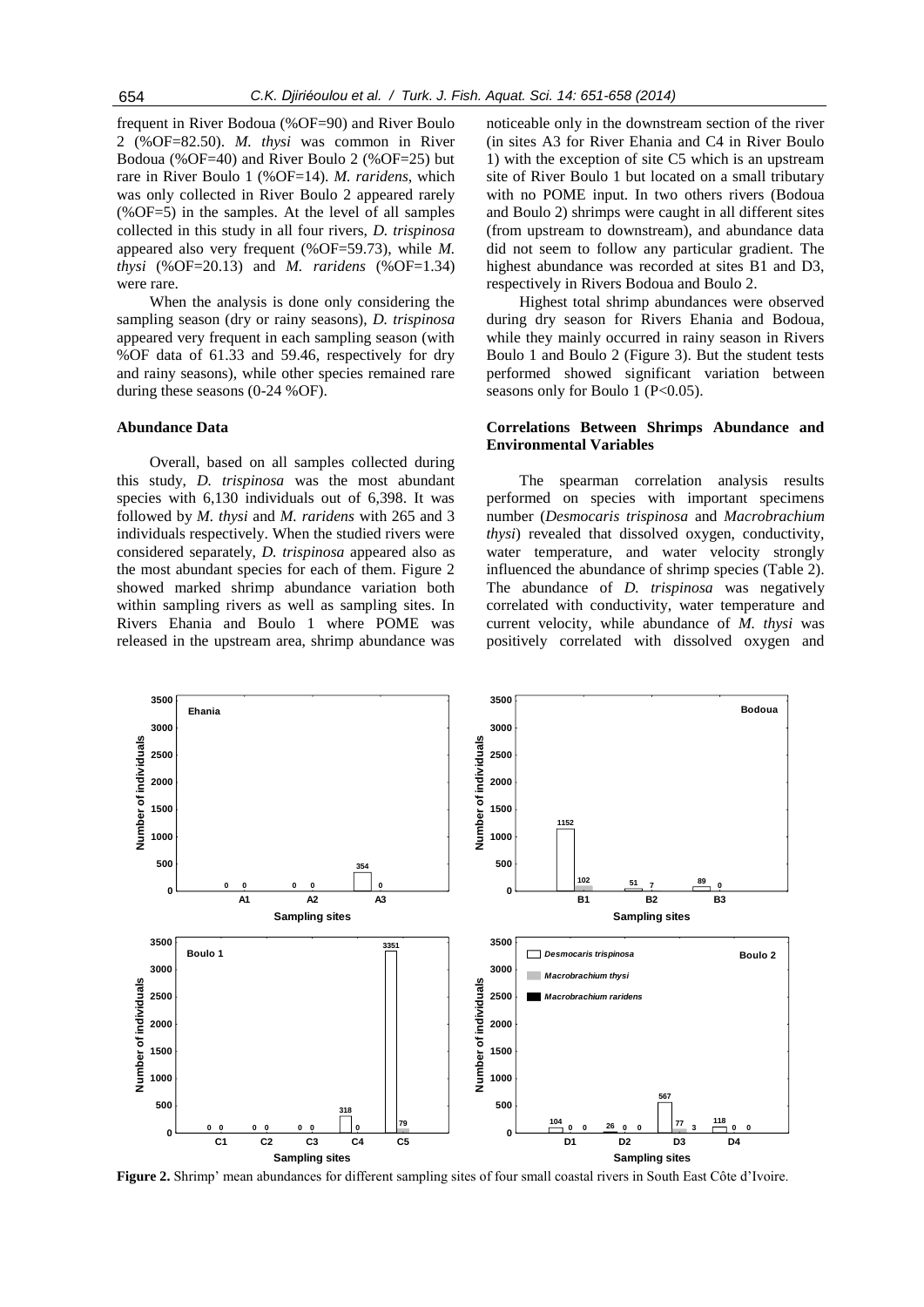frequent in River Bodoua (%OF=90) and River Boulo 2 (%OF=82.50). *M. thysi* was common in River Bodoua (%OF=40) and River Boulo 2 (%OF=25) but rare in River Boulo 1 (%OF=14). *M. raridens*, which was only collected in River Boulo 2 appeared rarely (%OF=5) in the samples. At the level of all samples collected in this study in all four rivers, *D. trispinosa* appeared also very frequent (%OF=59.73), while *M. thysi* (%OF=20.13) and *M. raridens* (%OF=1.34) were rare.

When the analysis is done only considering the sampling season (dry or rainy seasons), *D. trispinosa* appeared very frequent in each sampling season (with %OF data of 61.33 and 59.46, respectively for dry and rainy seasons), while other species remained rare during these seasons (0-24 %OF).

### Abundance Data

Overall, based on all samples collected during this study, *D. trispinosa* was the most abundant species with 6,130 individuals out of 6,398. It was followed by *M. thysi* and *M. raridens* with 265 and 3 individuals respectively. When the studied rivers were considered separately, *D. trispinosa* appeared also as the most abundant species for each of them. Figure 2 showed marked shrimp abundance variation both within sampling rivers as well as sampling sites. In Rivers Ehania and Boulo 1 where POME was released in the upstream area, shrimp abundance was noticeable only in the downstream section of the river (in sites A3 for River Ehania and C4 in River Boulo 1) with the exception of site C5 which is an upstream site of River Boulo 1 but located on a small tributary with no POME input. In two others rivers (Bodoua and Boulo 2) shrimps were caught in all different sites (from upstream to downstream), and abundance data did not seem to follow any particular gradient. The highest abundance was recorded at sites B1 and D3, respectively in Rivers Bodoua and Boulo 2.

Highest total shrimp abundances were observed during dry season for Rivers Ehania and Bodoua, while they mainly occurred in rainy season in Rivers Boulo 1 and Boulo 2 (Figure 3). But the student tests performed showed significant variation between seasons only for Boulo 1 ($P<0.05$).

### Correlations Between Shrimps Abundance and Environmental Variables

The spearman correlation analysis results performed on species with important specimens number (*Desmocaris trispinosa* and *Macrobrachium thysi*) revealed that dissolved oxygen, conductivity, water temperature, and water velocity strongly influenced the abundance of shrimp species (Table 2). The abundance of *D. trispinosa* was negatively correlated with conductivity, water temperature and current velocity, while abundance of *M. thysi* was positively correlated with dissolved oxygen and

**Figure 2.** Shrimp' mean abundances for different sampling sites of four small coastal rivers in South East Côte d'Ivoire.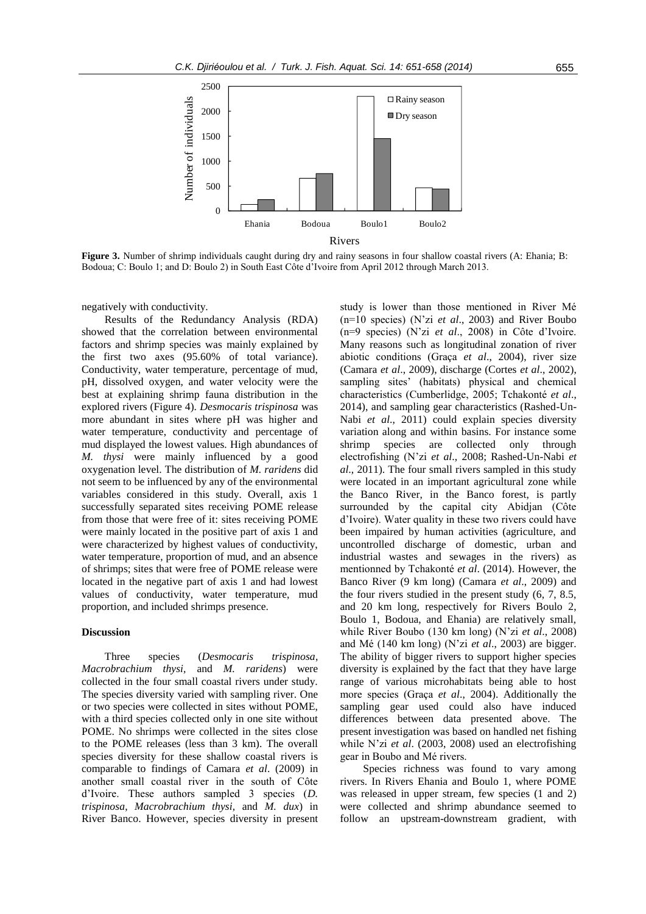**Figure 3.** Number of shrimp individuals caught during dry and rainy seasons in four shallow coastal rivers (A: Ehania; B: Bodoua; C: Boulo 1; and D: Boulo 2) in South East Côte d'Ivoire from April 2012 through March 2013.

negatively with conductivity.

Results of the Redundancy Analysis (RDA) showed that the correlation between environmental factors and shrimp species was mainly explained by the first two axes (95.60% of total variance). Conductivity, water temperature, percentage of mud, pH, dissolved oxygen, and water velocity were the best at explaining shrimp fauna distribution in the explored rivers (Figure 4). *Desmocaris trispinosa* was more abundant in sites where pH was higher and water temperature, conductivity and percentage of mud displayed the lowest values. High abundances of *M. thysi* were mainly influenced by a good oxygenation level. The distribution of *M. raridens* did not seem to be influenced by any of the environmental variables considered in this study. Overall, axis 1 successfully separated sites receiving POME release from those that were free of it: sites receiving POME were mainly located in the positive part of axis 1 and were characterized by highest values of conductivity, water temperature, proportion of mud, and an absence of shrimps; sites that were free of POME release were located in the negative part of axis 1 and had lowest values of conductivity, water temperature, mud proportion, and included shrimps presence.

## Discussion

Three species (*Desmocaris trispinosa*, *Macrobrachium thysi*, and *M. raridens*) were collected in the four small coastal rivers under study. The species diversity varied with sampling river. One or two species were collected in sites without POME, with a third species collected only in one site without POME. No shrimps were collected in the sites close to the POME releases (less than 3 km). The overall species diversity for these shallow coastal rivers is comparable to findings of Camara *et al*. (2009) in another small coastal river in the south of Côte d'Ivoire. These authors sampled 3 species (*D. trispinosa*, *Macrobrachium thysi,* and *M. dux*) in River Banco. However, species diversity in present study is lower than those mentioned in River Mé (n=10 species) (N'zi *et al*., 2003) and River Boubo (n=9 species) (N'zi *et al*., 2008) in Côte d'Ivoire. Many reasons such as longitudinal zonation of river abiotic conditions (Graça *et al*., 2004), river size (Camara *et al*., 2009), discharge (Cortes *et al*., 2002), sampling sites' (habitats) physical and chemical characteristics (Cumberlidge, 2005; Tchakonté *et al*., 2014), and sampling gear characteristics (Rashed-Un-Nabi *et al*., 2011) could explain species diversity variation along and within basins. For instance some shrimp species are collected only through electrofishing (N'zi *et al*., 2008; Rashed-Un-Nabi *et al*., 2011). The four small rivers sampled in this study were located in an important agricultural zone while the Banco River, in the Banco forest, is partly surrounded by the capital city Abidjan (Côte d'Ivoire). Water quality in these two rivers could have been impaired by human activities (agriculture, and uncontrolled discharge of domestic, urban and industrial wastes and sewages in the rivers) as mentionned by Tchakonté *et al*. (2014). However, the Banco River (9 km long) (Camara *et al*., 2009) and the four rivers studied in the present study (6, 7, 8.5, and 20 km long, respectively for Rivers Boulo 2, Boulo 1, Bodoua, and Ehania) are relatively small, while River Boubo (130 km long) (N'zi *et al*., 2008) and Mé (140 km long) (N'zi *et al*., 2003) are bigger. The ability of bigger rivers to support higher species diversity is explained by the fact that they have large range of various microhabitats being able to host more species (Graça *et al*., 2004). Additionally the sampling gear used could also have induced differences between data presented above. The present investigation was based on handled net fishing while N'zi *et al*. (2003, 2008) used an electrofishing gear in Boubo and Mé rivers.

Species richness was found to vary among rivers. In Rivers Ehania and Boulo 1, where POME was released in upper stream, few species (1 and 2) were collected and shrimp abundance seemed to follow an upstream-downstream gradient, with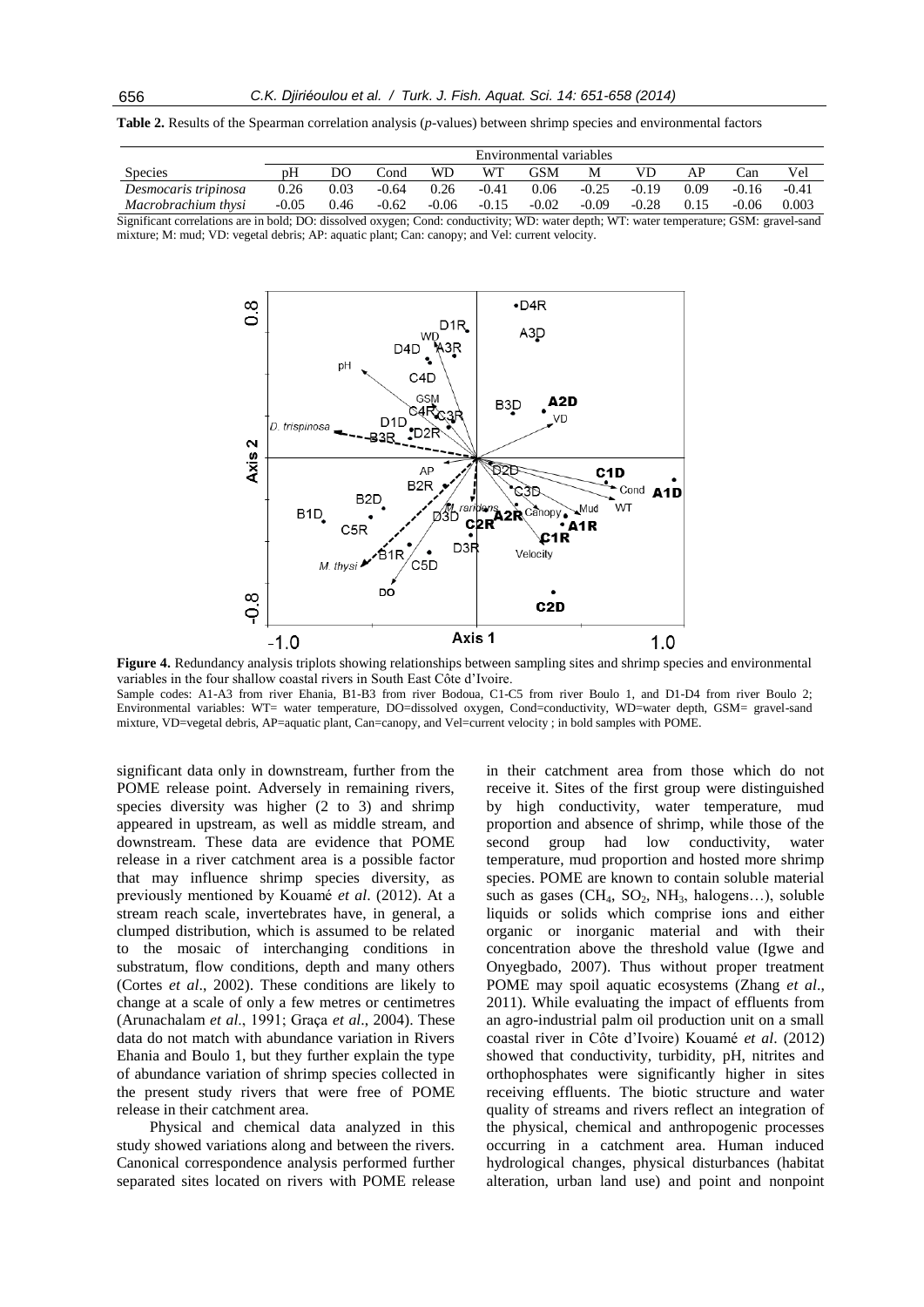**Table 2.** Results of the Spearman correlation analysis (*p*-values) between shrimp species and environmental factors

| Species | Environmental variables | | | | | | | | | | |
|---|---|---|---|---|---|---|---|---|---|---|---|
| | pH | DO | Cond | WD | WT | GSM | M | VD | AP | Can | Vel |
| *Desmocaris tripinosa* | 0.26 | 0.03 | -0.64 | 0.26 | -0.41 | 0.06 | -0.25 | -0.19 | 0.09 | -0.16 | -0.41 |
| *Macrobrachium thysi* | -0.05 | 0.46 | -0.62 | -0.06 | -0.15 | -0.02 | -0.09 | -0.28 | 0.15 | -0.06 | 0.003 |

Significant correlations are in bold; DO: dissolved oxygen; Cond: conductivity; WD: water depth; WT: water temperature; GSM: gravel-sand mixture; M: mud; VD: vegetal debris; AP: aquatic plant; Can: canopy; and Vel: current velocity.

**Figure 4.** Redundancy analysis triplots showing relationships between sampling sites and shrimp species and environmental variables in the four shallow coastal rivers in South East Côte d'Ivoire.
Sample codes: A1-A3 from river Ehania, B1-B3 from river Bodoua, C1-C5 from river Boulo 1, and D1-D4 from river Boulo 2; Environmental variables: WT= water temperature, DO=dissolved oxygen, Cond=conductivity, WD=water depth, GSM= gravel-sand mixture, VD=vegetal debris, AP=aquatic plant, Can=canopy, and Vel=current velocity ; in bold samples with POME.

significant data only in downstream, further from the POME release point. Adversely in remaining rivers, species diversity was higher (2 to 3) and shrimp appeared in upstream, as well as middle stream, and downstream. These data are evidence that POME release in a river catchment area is a possible factor that may influence shrimp species diversity, as previously mentioned by Kouamé *et al*. (2012). At a stream reach scale, invertebrates have, in general, a clumped distribution, which is assumed to be related to the mosaic of interchanging conditions in substratum, flow conditions, depth and many others (Cortes *et al*., 2002). These conditions are likely to change at a scale of only a few metres or centimetres (Arunachalam *et al*., 1991; Graça *et al*., 2004). These data do not match with abundance variation in Rivers Ehania and Boulo 1, but they further explain the type of abundance variation of shrimp species collected in the present study rivers that were free of POME release in their catchment area.

Physical and chemical data analyzed in this study showed variations along and between the rivers. Canonical correspondence analysis performed further separated sites located on rivers with POME release in their catchment area from those which do not receive it. Sites of the first group were distinguished by high conductivity, water temperature, mud proportion and absence of shrimp, while those of the second group had low conductivity, water temperature, mud proportion and hosted more shrimp species. POME are known to contain soluble material such as gases ($CH_4$, $SO_2$, $NH_3$, halogens…), soluble liquids or solids which comprise ions and either organic or inorganic material and with their concentration above the threshold value (Igwe and Onyegbado, 2007). Thus without proper treatment POME may spoil aquatic ecosystems (Zhang *et al*., 2011). While evaluating the impact of effluents from an agro-industrial palm oil production unit on a small coastal river in Côte d'Ivoire) Kouamé *et al*. (2012) showed that conductivity, turbidity, pH, nitrites and orthophosphates were significantly higher in sites receiving effluents. The biotic structure and water quality of streams and rivers reflect an integration of the physical, chemical and anthropogenic processes occurring in a catchment area. Human induced hydrological changes, physical disturbances (habitat alteration, urban land use) and point and nonpoint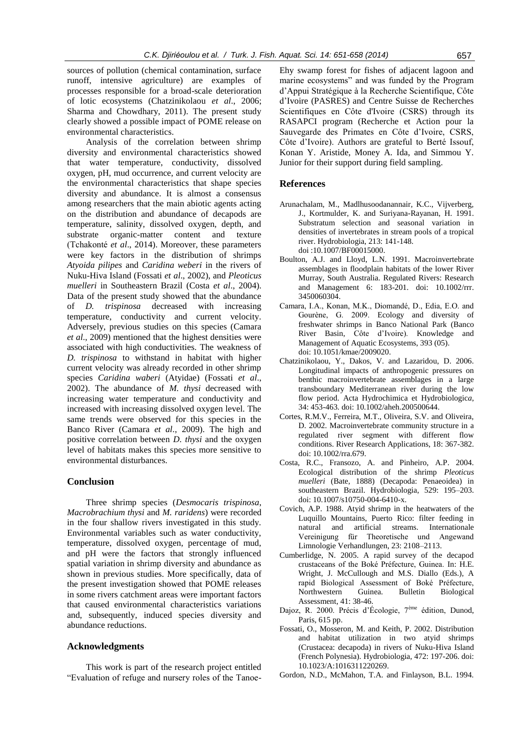sources of pollution (chemical contamination, surface runoff, intensive agriculture) are examples of processes responsible for a broad-scale deterioration of lotic ecosystems (Chatzinikolaou *et al*., 2006; Sharma and Chowdhary, 2011). The present study clearly showed a possible impact of POME release on environmental characteristics.

Analysis of the correlation between shrimp diversity and environmental characteristics showed that water temperature, conductivity, dissolved oxygen, pH, mud occurrence, and current velocity are the environmental characteristics that shape species diversity and abundance. It is almost a consensus among researchers that the main abiotic agents acting on the distribution and abundance of decapods are temperature, salinity, dissolved oxygen, depth, and substrate organic-matter content and texture (Tchakonté *et al*., 2014). Moreover, these parameters were key factors in the distribution of shrimps *Atyoida pilipes* and *Caridina weberi* in the rivers of Nuku-Hiva Island (Fossati *et al*., 2002), and *Pleoticus muelleri* in Southeastern Brazil (Costa *et al*., 2004). Data of the present study showed that the abundance of *D. trispinosa* decreased with increasing temperature, conductivity and current velocity. Adversely, previous studies on this species (Camara *et al*., 2009) mentioned that the highest densities were associated with high conductivities. The weakness of *D. trispinosa* to withstand in habitat with higher current velocity was already recorded in other shrimp species *Caridina waberi* (Atyidae) (Fossati *et al*., 2002). The abundance of *M. thysi* decreased with increasing water temperature and conductivity and increased with increasing dissolved oxygen level. The same trends were observed for this species in the Banco River (Camara *et al*., 2009). The high and positive correlation between *D. thysi* and the oxygen level of habitats makes this species more sensitive to environmental disturbances.

## Conclusion

Three shrimp species (*Desmocaris trispinosa*, *Macrobrachium thysi* and *M. raridens*) were recorded in the four shallow rivers investigated in this study. Environmental variables such as water conductivity, temperature, dissolved oxygen, percentage of mud, and pH were the factors that strongly influenced spatial variation in shrimp diversity and abundance as shown in previous studies. More specifically, data of the present investigation showed that POME releases in some rivers catchment areas were important factors that caused environmental characteristics variations and, subsequently, induced species diversity and abundance reductions.

## Acknowledgments

This work is part of the research project entitled "Evaluation of refuge and nursery roles of the Tanoe-Ehy swamp forest for fishes of adjacent lagoon and marine ecosystems" and was funded by the Program d'Appui Stratégique à la Recherche Scientifique, Côte d'Ivoire (PASRES) and Centre Suisse de Recherches Scientifiques en Côte d'Ivoire (CSRS) through its RASAPCI program (Recherche et Action pour la Sauvegarde des Primates en Côte d'Ivoire, CSRS, Côte d'Ivoire). Authors are grateful to Berté Issouf, Konan Y. Aristide, Money A. Ida, and Simmou Y. Junior for their support during field sampling.

## References

Arunachalam, M., Madlhusoodanannair, K.C., Vijverberg, J., Kortmulder, K. and Suriyana-Rayanan, H. 1991. Substratum selection and seasonal variation in densities of invertebrates in stream pools of a tropical river. Hydrobiologia, 213: 141-148. doi :10.1007/BF00015000.

Boulton, A.J. and Lloyd, L.N. 1991. Macroinvertebrate assemblages in floodplain habitats of the lower River Murray, South Australia. Regulated Rivers: Research and Management 6: 183-201. doi: 10.1002/rrr. 3450060304.

Camara, I.A., Konan, M.K., Diomandé, D., Edia, E.O. and Gourène, G. 2009. Ecology and diversity of freshwater shrimps in Banco National Park (Banco River Basin, Côte d'Ivoire). Knowledge and Management of Aquatic Ecosystems, 393 (05). doi: 10.1051/kmae/2009020.

Chatzinikolaou, Y., Dakos, V. and Lazaridou, D. 2006. Longitudinal impacts of anthropogenic pressures on benthic macroinvertebrate assemblages in a large transboundary Mediterranean river during the low flow period. Acta Hydrochimica et Hydrobiologica, 34: 453-463. doi: 10.1002/aheh.200500644.

Cortes, R.M.V., Ferreira, M.T., Oliveira, S.V. and Oliveira, D. 2002. Macroinvertebrate community structure in a regulated river segment with different flow conditions. River Research Applications, 18: 367-382. doi: 10.1002/rra.679.

Costa, R.C., Fransozo, A. and Pinheiro, A.P. 2004. Ecological distribution of the shrimp *Pleoticus muelleri* (Bate, 1888) (Decapoda: Penaeoidea) in southeastern Brazil. Hydrobiologia, 529: 195–203. doi: 10.1007/s10750-004-6410-x.

Covich, A.P. 1988. Atyid shrimp in the heatwaters of the Luquillo Mountains, Puerto Rico: filter feeding in natural and artificial streams. Internationale Vereinigung für Theoretische und Angewand Limnologie Verhandlungen, 23: 2108–2113.

Cumberlidge, N. 2005. A rapid survey of the decapod crustaceans of the Boké Préfecture, Guinea. In: H.E. Wright, J. McCullough and M.S. Diallo (Eds.), A rapid Biological Assessment of Boké Préfecture, Northwestern Guinea. Bulletin Biological Assessment, 41: 38-46.

Dajoz, R. 2000. Précis d'Écologie, 7ème édition, Dunod, Paris, 615 pp.

Fossati, O., Mosseron, M. and Keith, P. 2002. Distribution and habitat utilization in two atyid shrimps (Crustacea: decapoda) in rivers of Nuku-Hiva Island (French Polynesia). Hydrobiologia, 472: 197-206. doi: 10.1023/A:1016311220269.

Gordon, N.D., McMahon, T.A. and Finlayson, B.L. 1994.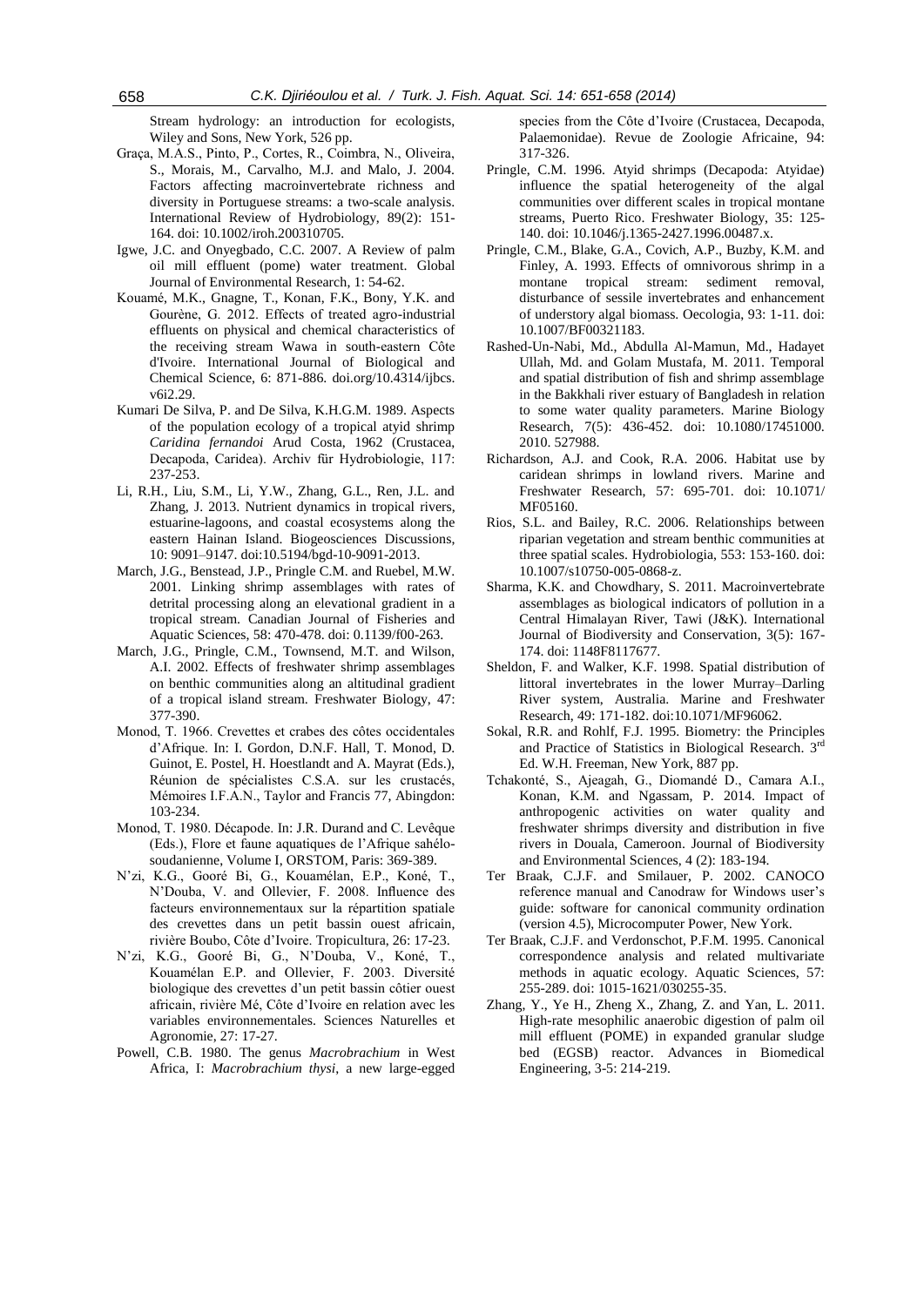Stream hydrology: an introduction for ecologists, Wiley and Sons, New York, 526 pp.

Graça, M.A.S., Pinto, P., Cortes, R., Coimbra, N., Oliveira, S., Morais, M., Carvalho, M.J. and Malo, J. 2004. Factors affecting macroinvertebrate richness and diversity in Portuguese streams: a two-scale analysis. International Review of Hydrobiology, 89(2): 151-164. doi: 10.1002/iroh.200310705.

Igwe, J.C. and Onyegbado, C.C. 2007. A Review of palm oil mill effluent (pome) water treatment. Global Journal of Environmental Research, 1: 54-62.

Kouamé, M.K., Gnagne, T., Konan, F.K., Bony, Y.K. and Gourène, G. 2012. Effects of treated agro-industrial effluents on physical and chemical characteristics of the receiving stream Wawa in south-eastern Côte d'Ivoire. International Journal of Biological and Chemical Science, 6: 871-886. doi.org/10.4314/ijbcs.v6i2.29.

Kumari De Silva, P. and De Silva, K.H.G.M. 1989. Aspects of the population ecology of a tropical atyid shrimp *Caridina fernandoi* Arud Costa, 1962 (Crustacea, Decapoda, Caridea). Archiv für Hydrobiologie, 117: 237-253.

Li, R.H., Liu, S.M., Li, Y.W., Zhang, G.L., Ren, J.L. and Zhang, J. 2013. Nutrient dynamics in tropical rivers, estuarine-lagoons, and coastal ecosystems along the eastern Hainan Island. Biogeosciences Discussions, 10: 9091–9147. doi:10.5194/bgd-10-9091-2013.

March, J.G., Benstead, J.P., Pringle C.M. and Ruebel, M.W. 2001. Linking shrimp assemblages with rates of detrital processing along an elevational gradient in a tropical stream. Canadian Journal of Fisheries and Aquatic Sciences, 58: 470-478. doi: 0.1139/f00-263.

March, J.G., Pringle, C.M., Townsend, M.T. and Wilson, A.I. 2002. Effects of freshwater shrimp assemblages on benthic communities along an altitudinal gradient of a tropical island stream. Freshwater Biology, 47: 377-390.

Monod, T. 1966. Crevettes et crabes des côtes occidentales d'Afrique. In: I. Gordon, D.N.F. Hall, T. Monod, D. Guinot, E. Postel, H. Hoestlandt and A. Mayrat (Eds.), Réunion de spécialistes C.S.A. sur les crustacés, Mémoires I.F.A.N., Taylor and Francis 77, Abingdon: 103-234.

Monod, T. 1980. Décapode. In: J.R. Durand and C. Levêque (Eds.), Flore et faune aquatiques de l'Afrique sahélo-soudanienne, Volume I, ORSTOM, Paris: 369-389.

N'zi, K.G., Gooré Bi, G., Kouamélan, E.P., Koné, T., N'Douba, V. and Ollevier, F. 2008. Influence des facteurs environnementaux sur la répartition spatiale des crevettes dans un petit bassin ouest africain, rivière Boubo, Côte d'Ivoire. Tropicultura, 26: 17-23.

N'zi, K.G., Gooré Bi, G., N'Douba, V., Koné, T., Kouamélan E.P. and Ollevier, F. 2003. Diversité biologique des crevettes d'un petit bassin côtier ouest africain, rivière Mé, Côte d'Ivoire en relation avec les variables environnementales. Sciences Naturelles et Agronomie, 27: 17-27.

Powell, C.B. 1980. The genus *Macrobrachium* in West Africa, I: *Macrobrachium thysi*, a new large-egged species from the Côte d'Ivoire (Crustacea, Decapoda, Palaemonidae). Revue de Zoologie Africaine, 94: 317-326.

Pringle, C.M. 1996. Atyid shrimps (Decapoda: Atyidae) influence the spatial heterogeneity of the algal communities over different scales in tropical montane streams, Puerto Rico. Freshwater Biology, 35: 125-140. doi: 10.1046/j.1365-2427.1996.00487.x.

Pringle, C.M., Blake, G.A., Covich, A.P., Buzby, K.M. and Finley, A. 1993. Effects of omnivorous shrimp in a montane tropical stream: sediment removal, disturbance of sessile invertebrates and enhancement of understory algal biomass. Oecologia, 93: 1-11. doi: 10.1007/BF00321183.

Rashed-Un-Nabi, Md., Abdulla Al-Mamun, Md., Hadayet Ullah, Md. and Golam Mustafa, M. 2011. Temporal and spatial distribution of fish and shrimp assemblage in the Bakkhali river estuary of Bangladesh in relation to some water quality parameters. Marine Biology Research, 7(5): 436-452. doi: 10.1080/17451000.2010.527988.

Richardson, A.J. and Cook, R.A. 2006. Habitat use by caridean shrimps in lowland rivers. Marine and Freshwater Research, 57: 695-701. doi: 10.1071/MF05160.

Rios, S.L. and Bailey, R.C. 2006. Relationships between riparian vegetation and stream benthic communities at three spatial scales. Hydrobiologia, 553: 153-160. doi: 10.1007/s10750-005-0868-z.

Sharma, K.K. and Chowdhary, S. 2011. Macroinvertebrate assemblages as biological indicators of pollution in a Central Himalayan River, Tawi (J&K). International Journal of Biodiversity and Conservation, 3(5): 167-174. doi: 1148F8117677.

Sheldon, F. and Walker, K.F. 1998. Spatial distribution of littoral invertebrates in the lower Murray–Darling River system, Australia. Marine and Freshwater Research, 49: 171-182. doi:10.1071/MF96062.

Sokal, R.R. and Rohlf, F.J. 1995. Biometry: the Principles and Practice of Statistics in Biological Research. 3rd Ed. W.H. Freeman, New York, 887 pp.

Tchakonté, S., Ajeagah, G., Diomandé D., Camara A.I., Konan, K.M. and Ngassam, P. 2014. Impact of anthropogenic activities on water quality and freshwater shrimps diversity and distribution in five rivers in Douala, Cameroon. Journal of Biodiversity and Environmental Sciences, 4 (2): 183-194.

Ter Braak, C.J.F. and Smilauer, P. 2002. CANOCO reference manual and Canodraw for Windows user's guide: software for canonical community ordination (version 4.5), Microcomputer Power, New York.

Ter Braak, C.J.F. and Verdonschot, P.F.M. 1995. Canonical correspondence analysis and related multivariate methods in aquatic ecology. Aquatic Sciences, 57: 255-289. doi: 1015-1621/030255-35.

Zhang, Y., Ye H., Zheng X., Zhang, Z. and Yan, L. 2011. High-rate mesophilic anaerobic digestion of palm oil mill effluent (POME) in expanded granular sludge bed (EGSB) reactor. Advances in Biomedical Engineering, 3-5: 214-219.